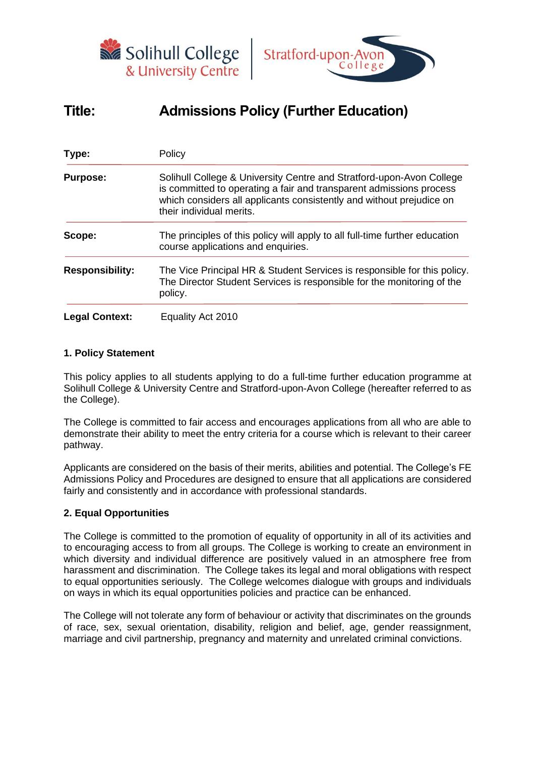Solihull College & University Centre | Stratford-upon-Avon College

| Title: | Admissions Policy (Further Education) |
|---|---|
| **Type:** | Policy |
| **Purpose:** | Solihull College & University Centre and Stratford-upon-Avon College is committed to operating a fair and transparent admissions process which considers all applicants consistently and without prejudice on their individual merits. |
| **Scope:** | The principles of this policy will apply to all full-time further education course applications and enquiries. |
| **Responsibility:** | The Vice Principal HR & Student Services is responsible for this policy. The Director Student Services is responsible for the monitoring of the policy. |
| **Legal Context:** | Equality Act 2010 |

## 1. Policy Statement

This policy applies to all students applying to do a full-time further education programme at Solihull College & University Centre and Stratford-upon-Avon College (hereafter referred to as the College).

The College is committed to fair access and encourages applications from all who are able to demonstrate their ability to meet the entry criteria for a course which is relevant to their career pathway.

Applicants are considered on the basis of their merits, abilities and potential. The College's FE Admissions Policy and Procedures are designed to ensure that all applications are considered fairly and consistently and in accordance with professional standards.

## 2. Equal Opportunities

The College is committed to the promotion of equality of opportunity in all of its activities and to encouraging access to from all groups. The College is working to create an environment in which diversity and individual difference are positively valued in an atmosphere free from harassment and discrimination. The College takes its legal and moral obligations with respect to equal opportunities seriously. The College welcomes dialogue with groups and individuals on ways in which its equal opportunities policies and practice can be enhanced.

The College will not tolerate any form of behaviour or activity that discriminates on the grounds of race, sex, sexual orientation, disability, religion and belief, age, gender reassignment, marriage and civil partnership, pregnancy and maternity and unrelated criminal convictions.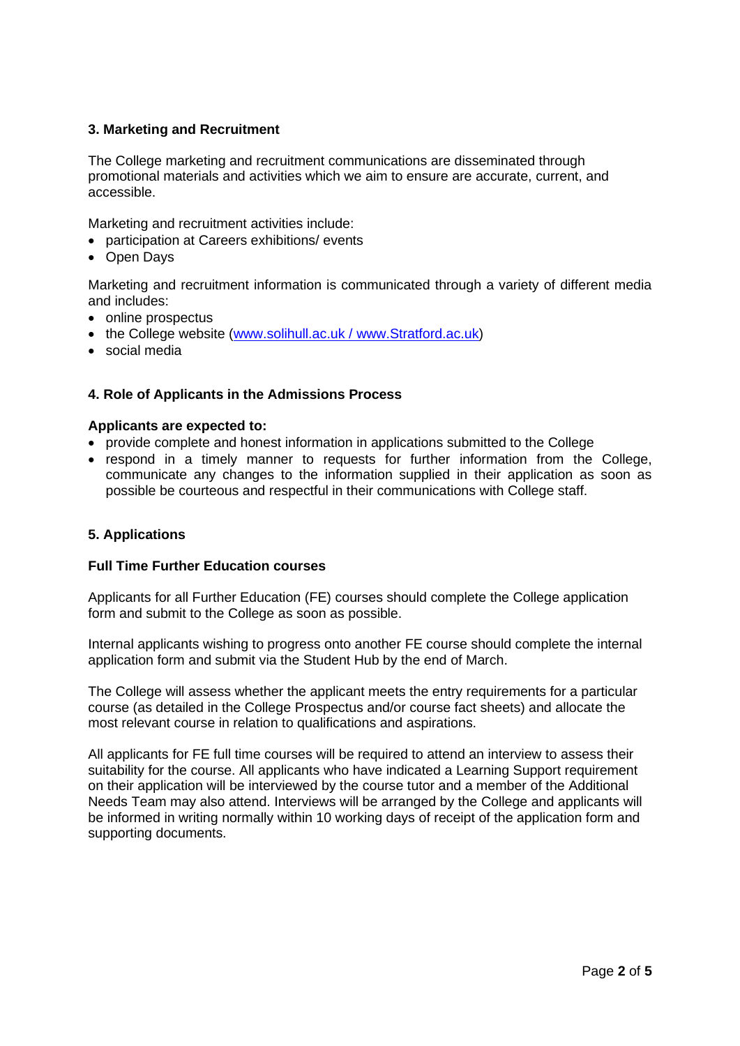## 3. Marketing and Recruitment

The College marketing and recruitment communications are disseminated through promotional materials and activities which we aim to ensure are accurate, current, and accessible.

Marketing and recruitment activities include:

- participation at Careers exhibitions/ events
- Open Days

Marketing and recruitment information is communicated through a variety of different media and includes:

- online prospectus
- the College website (www.solihull.ac.uk / www.Stratford.ac.uk)
- social media

## 4. Role of Applicants in the Admissions Process

**Applicants are expected to:**

- provide complete and honest information in applications submitted to the College
- respond in a timely manner to requests for further information from the College, communicate any changes to the information supplied in their application as soon as possible be courteous and respectful in their communications with College staff.

## 5. Applications

**Full Time Further Education courses**

Applicants for all Further Education (FE) courses should complete the College application form and submit to the College as soon as possible.

Internal applicants wishing to progress onto another FE course should complete the internal application form and submit via the Student Hub by the end of March.

The College will assess whether the applicant meets the entry requirements for a particular course (as detailed in the College Prospectus and/or course fact sheets) and allocate the most relevant course in relation to qualifications and aspirations.

All applicants for FE full time courses will be required to attend an interview to assess their suitability for the course. All applicants who have indicated a Learning Support requirement on their application will be interviewed by the course tutor and a member of the Additional Needs Team may also attend. Interviews will be arranged by the College and applicants will be informed in writing normally within 10 working days of receipt of the application form and supporting documents.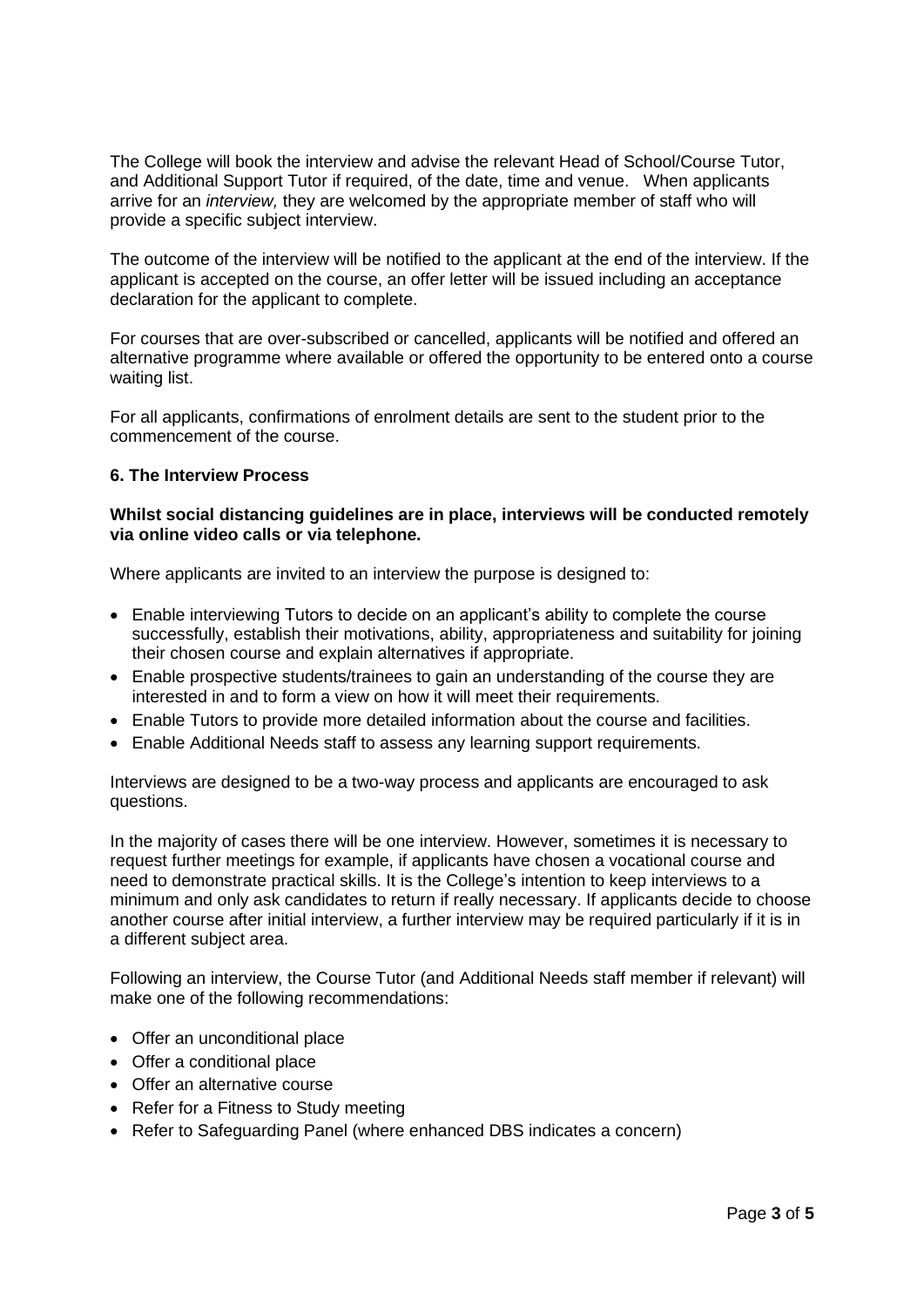The College will book the interview and advise the relevant Head of School/Course Tutor, and Additional Support Tutor if required, of the date, time and venue. When applicants arrive for an *interview,* they are welcomed by the appropriate member of staff who will provide a specific subject interview.

The outcome of the interview will be notified to the applicant at the end of the interview. If the applicant is accepted on the course, an offer letter will be issued including an acceptance declaration for the applicant to complete.

For courses that are over-subscribed or cancelled, applicants will be notified and offered an alternative programme where available or offered the opportunity to be entered onto a course waiting list.

For all applicants, confirmations of enrolment details are sent to the student prior to the commencement of the course.

### 6. The Interview Process

**Whilst social distancing guidelines are in place, interviews will be conducted remotely via online video calls or via telephone.**

Where applicants are invited to an interview the purpose is designed to:

- Enable interviewing Tutors to decide on an applicant's ability to complete the course successfully, establish their motivations, ability, appropriateness and suitability for joining their chosen course and explain alternatives if appropriate.
- Enable prospective students/trainees to gain an understanding of the course they are interested in and to form a view on how it will meet their requirements.
- Enable Tutors to provide more detailed information about the course and facilities.
- Enable Additional Needs staff to assess any learning support requirements.

Interviews are designed to be a two-way process and applicants are encouraged to ask questions.

In the majority of cases there will be one interview. However, sometimes it is necessary to request further meetings for example, if applicants have chosen a vocational course and need to demonstrate practical skills. It is the College's intention to keep interviews to a minimum and only ask candidates to return if really necessary. If applicants decide to choose another course after initial interview, a further interview may be required particularly if it is in a different subject area.

Following an interview, the Course Tutor (and Additional Needs staff member if relevant) will make one of the following recommendations:

- Offer an unconditional place
- Offer a conditional place
- Offer an alternative course
- Refer for a Fitness to Study meeting
- Refer to Safeguarding Panel (where enhanced DBS indicates a concern)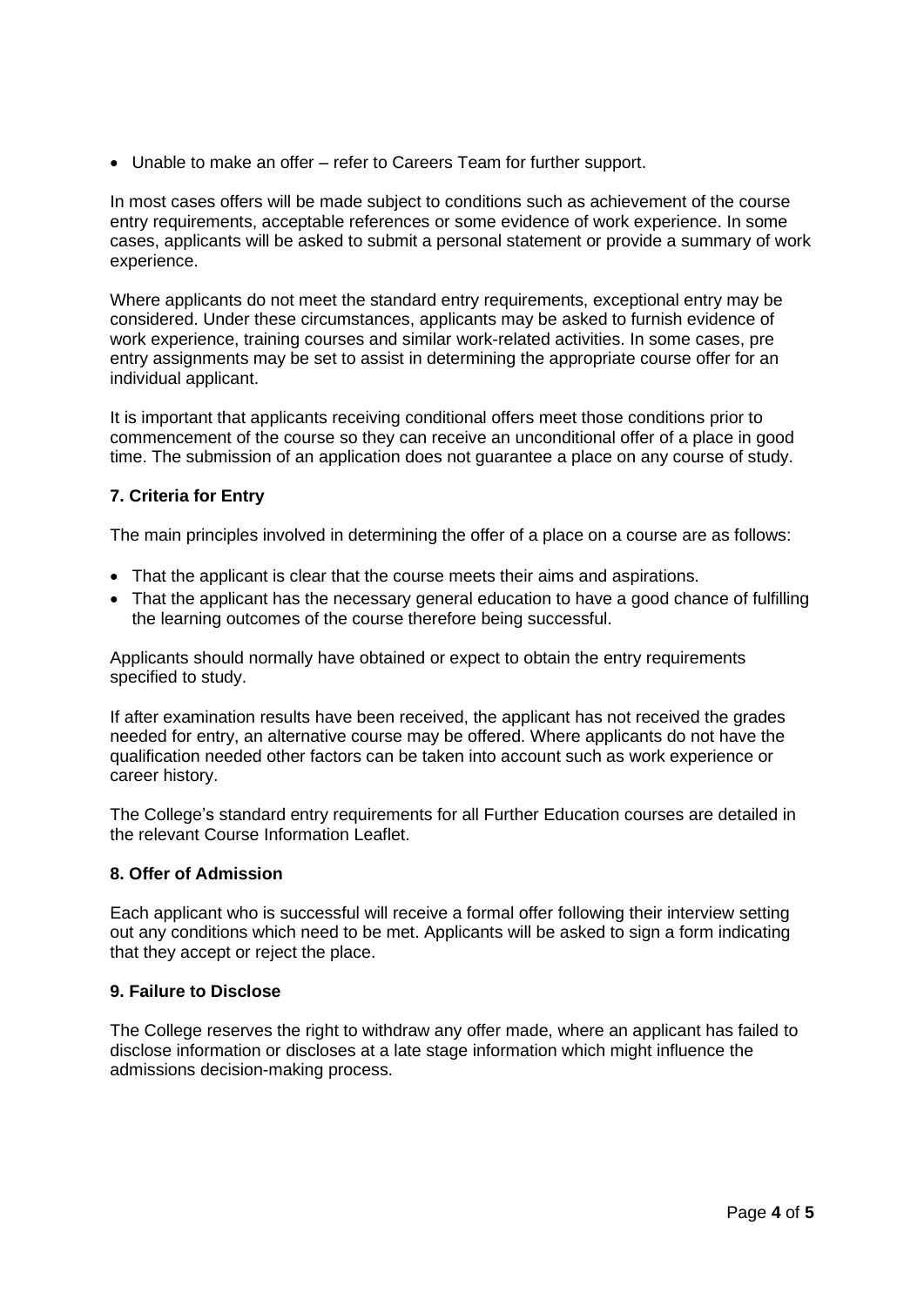- Unable to make an offer – refer to Careers Team for further support.

In most cases offers will be made subject to conditions such as achievement of the course entry requirements, acceptable references or some evidence of work experience. In some cases, applicants will be asked to submit a personal statement or provide a summary of work experience.

Where applicants do not meet the standard entry requirements, exceptional entry may be considered. Under these circumstances, applicants may be asked to furnish evidence of work experience, training courses and similar work-related activities. In some cases, pre entry assignments may be set to assist in determining the appropriate course offer for an individual applicant.

It is important that applicants receiving conditional offers meet those conditions prior to commencement of the course so they can receive an unconditional offer of a place in good time. The submission of an application does not guarantee a place on any course of study.

### 7. Criteria for Entry

The main principles involved in determining the offer of a place on a course are as follows:

- That the applicant is clear that the course meets their aims and aspirations.
- That the applicant has the necessary general education to have a good chance of fulfilling the learning outcomes of the course therefore being successful.

Applicants should normally have obtained or expect to obtain the entry requirements specified to study.

If after examination results have been received, the applicant has not received the grades needed for entry, an alternative course may be offered. Where applicants do not have the qualification needed other factors can be taken into account such as work experience or career history.

The College's standard entry requirements for all Further Education courses are detailed in the relevant Course Information Leaflet.

### 8. Offer of Admission

Each applicant who is successful will receive a formal offer following their interview setting out any conditions which need to be met. Applicants will be asked to sign a form indicating that they accept or reject the place.

### 9. Failure to Disclose

The College reserves the right to withdraw any offer made, where an applicant has failed to disclose information or discloses at a late stage information which might influence the admissions decision-making process.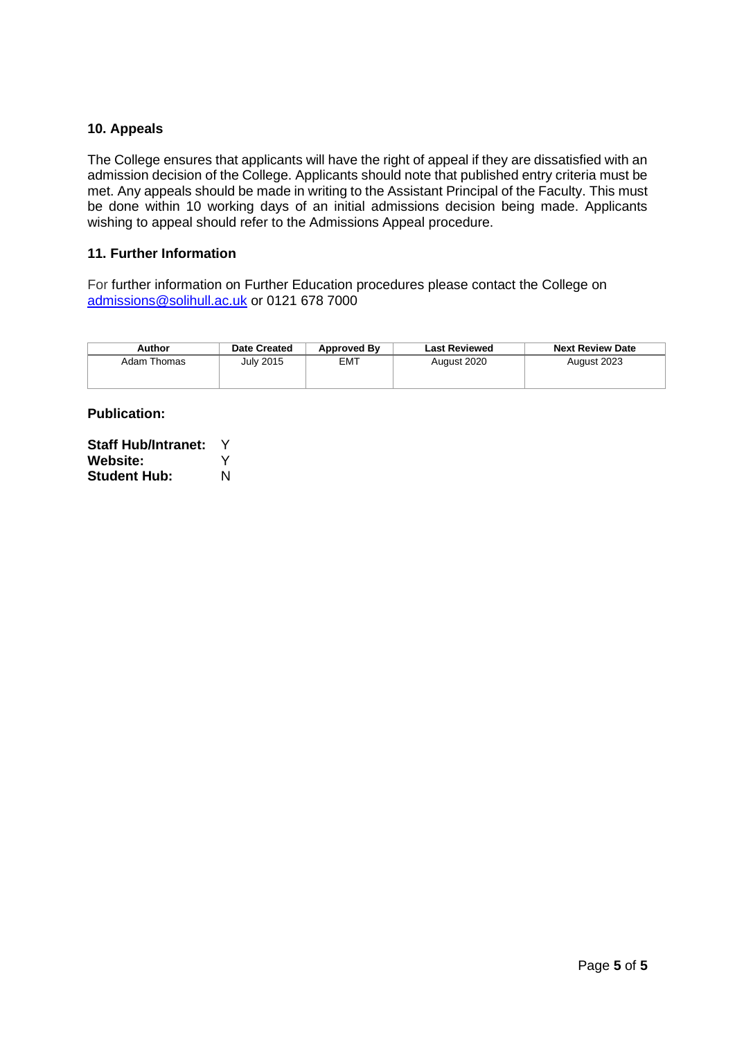## 10. Appeals

The College ensures that applicants will have the right of appeal if they are dissatisfied with an admission decision of the College. Applicants should note that published entry criteria must be met. Any appeals should be made in writing to the Assistant Principal of the Faculty. This must be done within 10 working days of an initial admissions decision being made. Applicants wishing to appeal should refer to the Admissions Appeal procedure.

## 11. Further Information

For further information on Further Education procedures please contact the College on admissions@solihull.ac.uk or 0121 678 7000

| Author | Date Created | Approved By | Last Reviewed | Next Review Date |
|---|---|---|---|---|
| Adam Thomas | July 2015 | EMT | August 2020 | August 2023 |

**Publication:**

**Staff Hub/Intranet:** Y
**Website:** Y
**Student Hub:** N